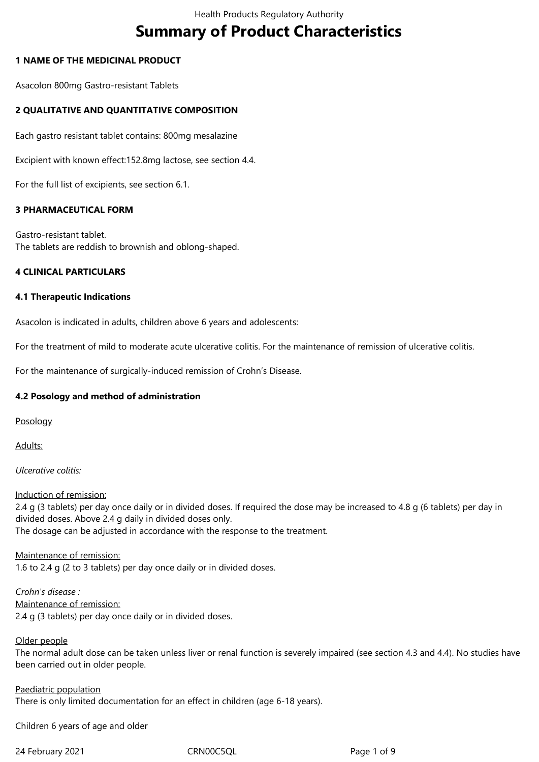# Summary of Product Characteristics

## 1 NAME OF THE MEDICINAL PRODUCT

Asacolon 800mg Gastro-resistant Tablets

## 2 QUALITATIVE AND QUANTITATIVE COMPOSITION

Each gastro resistant tablet contains: 800mg mesalazine

Excipient with known effect:152.8mg lactose, see section 4.4.

For the full list of excipients, see section 6.1.

## 3 PHARMACEUTICAL FORM

Gastro-resistant tablet.
The tablets are reddish to brownish and oblong-shaped.

## 4 CLINICAL PARTICULARS

### 4.1 Therapeutic Indications

Asacolon is indicated in adults, children above 6 years and adolescents:

For the treatment of mild to moderate acute ulcerative colitis. For the maintenance of remission of ulcerative colitis.

For the maintenance of surgically-induced remission of Crohn's Disease.

### 4.2 Posology and method of administration

Posology

Adults:

*Ulcerative colitis:*

Induction of remission:
2.4 g (3 tablets) per day once daily or in divided doses. If required the dose may be increased to 4.8 g (6 tablets) per day in divided doses. Above 2.4 g daily in divided doses only.
The dosage can be adjusted in accordance with the response to the treatment.

Maintenance of remission:
1.6 to 2.4 g (2 to 3 tablets) per day once daily or in divided doses.

*Crohn's disease :*
Maintenance of remission:
2.4 g (3 tablets) per day once daily or in divided doses.

Older people
The normal adult dose can be taken unless liver or renal function is severely impaired (see section 4.3 and 4.4). No studies have been carried out in older people.

Paediatric population
There is only limited documentation for an effect in children (age 6-18 years).

Children 6 years of age and older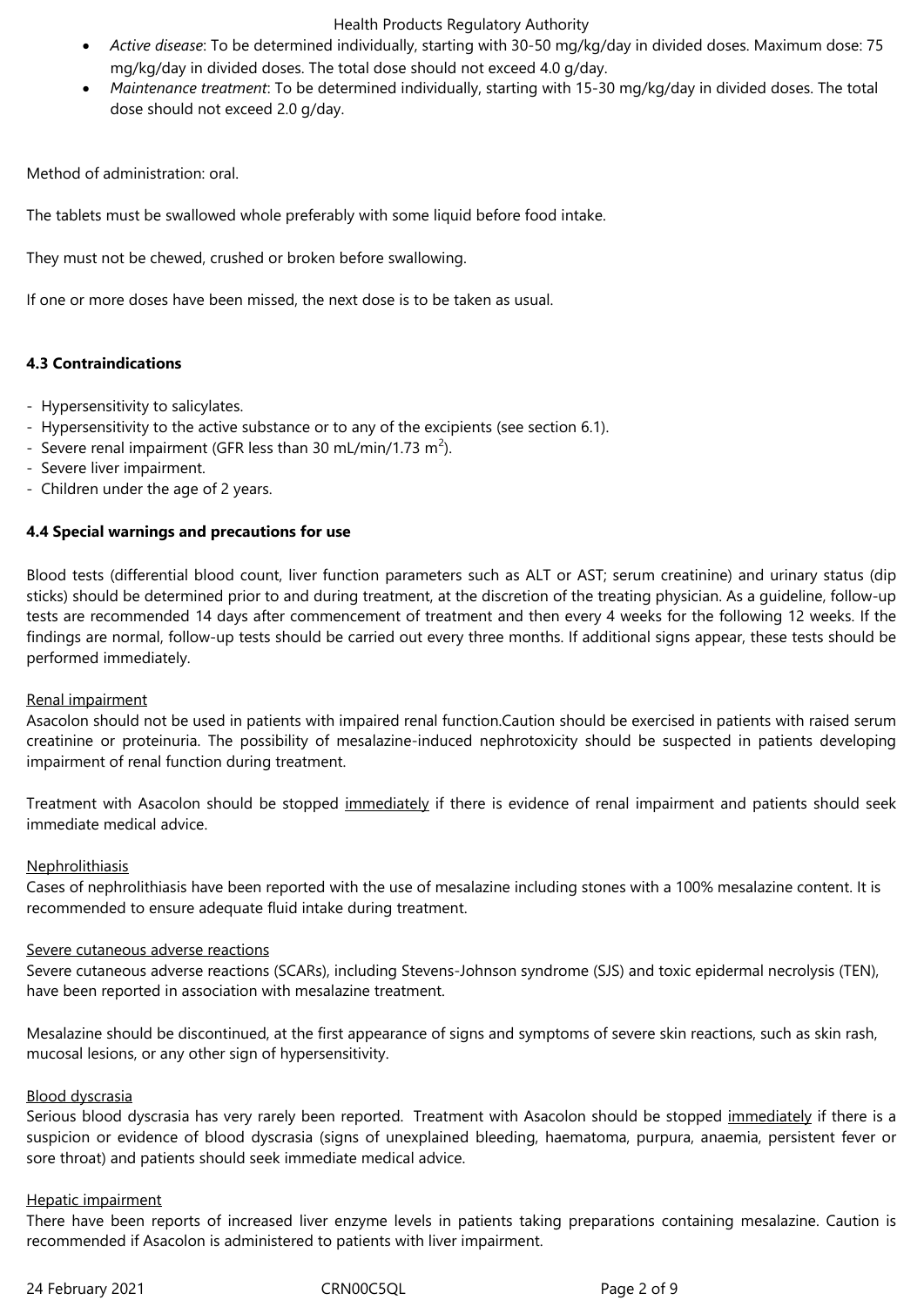- *Active disease*: To be determined individually, starting with 30-50 mg/kg/day in divided doses. Maximum dose: 75 mg/kg/day in divided doses. The total dose should not exceed 4.0 g/day.
- *Maintenance treatment*: To be determined individually, starting with 15-30 mg/kg/day in divided doses. The total dose should not exceed 2.0 g/day.

Method of administration: oral.

The tablets must be swallowed whole preferably with some liquid before food intake.

They must not be chewed, crushed or broken before swallowing.

If one or more doses have been missed, the next dose is to be taken as usual.

**4.3 Contraindications**

- Hypersensitivity to salicylates.
- Hypersensitivity to the active substance or to any of the excipients (see section 6.1).
- Severe renal impairment (GFR less than 30 mL/min/1.73 $m^2$).
- Severe liver impairment.
- Children under the age of 2 years.

**4.4 Special warnings and precautions for use**

Blood tests (differential blood count, liver function parameters such as ALT or AST; serum creatinine) and urinary status (dip sticks) should be determined prior to and during treatment, at the discretion of the treating physician. As a guideline, follow-up tests are recommended 14 days after commencement of treatment and then every 4 weeks for the following 12 weeks. If the findings are normal, follow-up tests should be carried out every three months. If additional signs appear, these tests should be performed immediately.

Renal impairment

Asacolon should not be used in patients with impaired renal function.Caution should be exercised in patients with raised serum creatinine or proteinuria. The possibility of mesalazine-induced nephrotoxicity should be suspected in patients developing impairment of renal function during treatment.

Treatment with Asacolon should be stopped immediately if there is evidence of renal impairment and patients should seek immediate medical advice.

Nephrolithiasis

Cases of nephrolithiasis have been reported with the use of mesalazine including stones with a 100% mesalazine content. It is recommended to ensure adequate fluid intake during treatment.

Severe cutaneous adverse reactions

Severe cutaneous adverse reactions (SCARs), including Stevens-Johnson syndrome (SJS) and toxic epidermal necrolysis (TEN), have been reported in association with mesalazine treatment.

Mesalazine should be discontinued, at the first appearance of signs and symptoms of severe skin reactions, such as skin rash, mucosal lesions, or any other sign of hypersensitivity.

Blood dyscrasia

Serious blood dyscrasia has very rarely been reported. Treatment with Asacolon should be stopped immediately if there is a suspicion or evidence of blood dyscrasia (signs of unexplained bleeding, haematoma, purpura, anaemia, persistent fever or sore throat) and patients should seek immediate medical advice.

Hepatic impairment

There have been reports of increased liver enzyme levels in patients taking preparations containing mesalazine. Caution is recommended if Asacolon is administered to patients with liver impairment.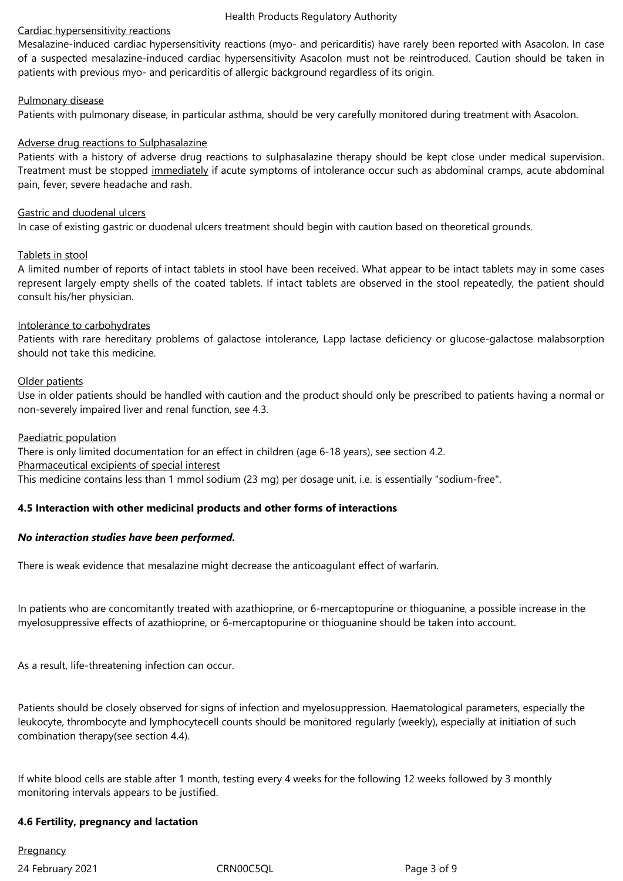Cardiac hypersensitivity reactions

Mesalazine-induced cardiac hypersensitivity reactions (myo- and pericarditis) have rarely been reported with Asacolon. In case of a suspected mesalazine-induced cardiac hypersensitivity Asacolon must not be reintroduced. Caution should be taken in patients with previous myo- and pericarditis of allergic background regardless of its origin.

Pulmonary disease

Patients with pulmonary disease, in particular asthma, should be very carefully monitored during treatment with Asacolon.

Adverse drug reactions to Sulphasalazine

Patients with a history of adverse drug reactions to sulphasalazine therapy should be kept close under medical supervision. Treatment must be stopped immediately if acute symptoms of intolerance occur such as abdominal cramps, acute abdominal pain, fever, severe headache and rash.

Gastric and duodenal ulcers

In case of existing gastric or duodenal ulcers treatment should begin with caution based on theoretical grounds.

Tablets in stool

A limited number of reports of intact tablets in stool have been received. What appear to be intact tablets may in some cases represent largely empty shells of the coated tablets. If intact tablets are observed in the stool repeatedly, the patient should consult his/her physician.

Intolerance to carbohydrates

Patients with rare hereditary problems of galactose intolerance, Lapp lactase deficiency or glucose-galactose malabsorption should not take this medicine.

Older patients

Use in older patients should be handled with caution and the product should only be prescribed to patients having a normal or non-severely impaired liver and renal function, see 4.3.

Paediatric population

There is only limited documentation for an effect in children (age 6-18 years), see section 4.2.

Pharmaceutical excipients of special interest

This medicine contains less than 1 mmol sodium (23 mg) per dosage unit, i.e. is essentially "sodium-free".

**4.5 Interaction with other medicinal products and other forms of interactions**

***No interaction studies have been performed.***

There is weak evidence that mesalazine might decrease the anticoagulant effect of warfarin.

In patients who are concomitantly treated with azathioprine, or 6-mercaptopurine or thioguanine, a possible increase in the myelosuppressive effects of azathioprine, or 6-mercaptopurine or thioguanine should be taken into account.

As a result, life-threatening infection can occur.

Patients should be closely observed for signs of infection and myelosuppression. Haematological parameters, especially the leukocyte, thrombocyte and lymphocytecell counts should be monitored regularly (weekly), especially at initiation of such combination therapy(see section 4.4).

If white blood cells are stable after 1 month, testing every 4 weeks for the following 12 weeks followed by 3 monthly monitoring intervals appears to be justified.

**4.6 Fertility, pregnancy and lactation**

Pregnancy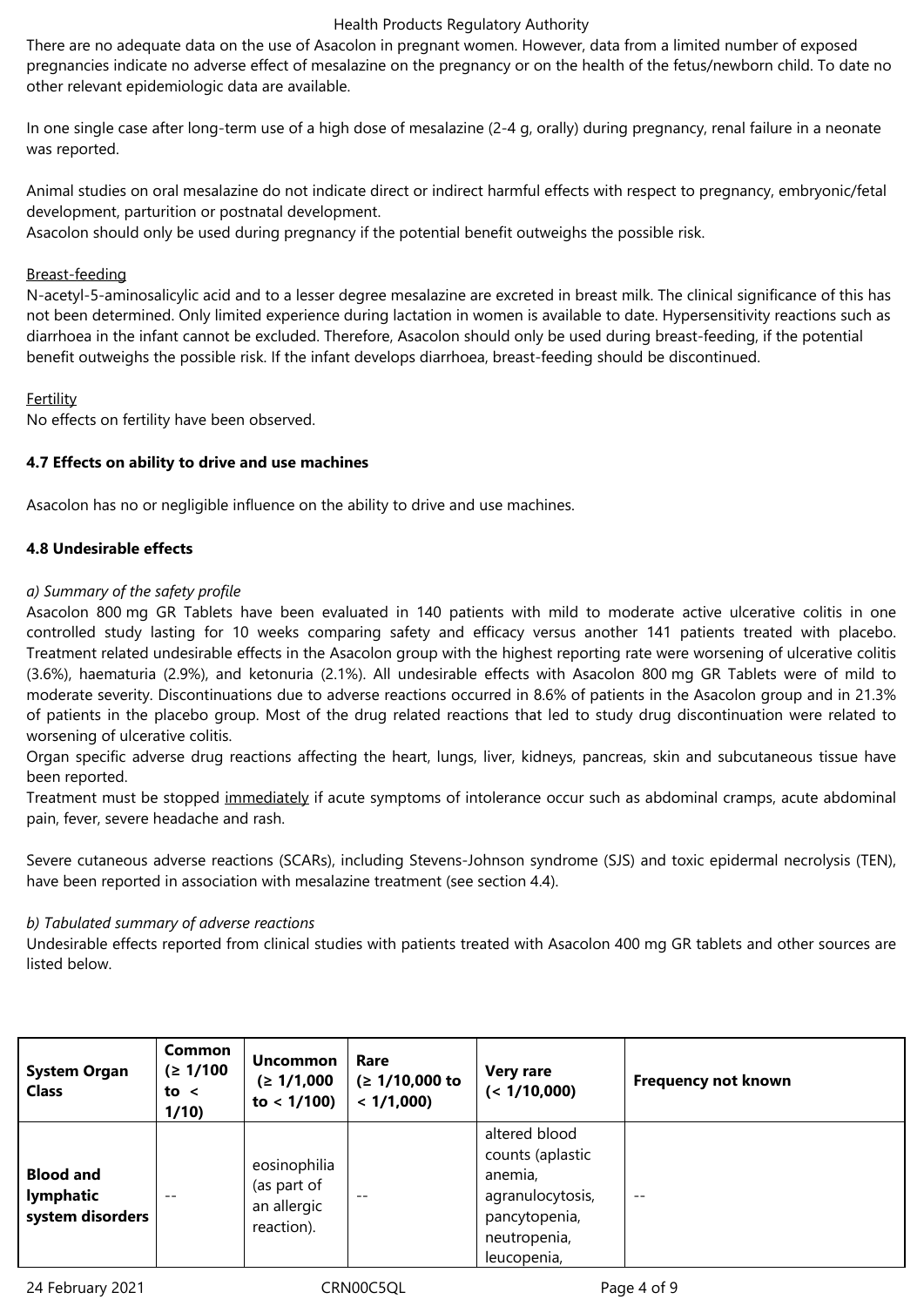There are no adequate data on the use of Asacolon in pregnant women. However, data from a limited number of exposed pregnancies indicate no adverse effect of mesalazine on the pregnancy or on the health of the fetus/newborn child. To date no other relevant epidemiologic data are available.

In one single case after long-term use of a high dose of mesalazine (2-4 g, orally) during pregnancy, renal failure in a neonate was reported.

Animal studies on oral mesalazine do not indicate direct or indirect harmful effects with respect to pregnancy, embryonic/fetal development, parturition or postnatal development.
Asacolon should only be used during pregnancy if the potential benefit outweighs the possible risk.

Breast-feeding
N-acetyl-5-aminosalicylic acid and to a lesser degree mesalazine are excreted in breast milk. The clinical significance of this has not been determined. Only limited experience during lactation in women is available to date. Hypersensitivity reactions such as diarrhoea in the infant cannot be excluded. Therefore, Asacolon should only be used during breast-feeding, if the potential benefit outweighs the possible risk. If the infant develops diarrhoea, breast-feeding should be discontinued.

Fertility
No effects on fertility have been observed.

**4.7 Effects on ability to drive and use machines**

Asacolon has no or negligible influence on the ability to drive and use machines.

**4.8 Undesirable effects**

*a) Summary of the safety profile*
Asacolon 800 mg GR Tablets have been evaluated in 140 patients with mild to moderate active ulcerative colitis in one controlled study lasting for 10 weeks comparing safety and efficacy versus another 141 patients treated with placebo. Treatment related undesirable effects in the Asacolon group with the highest reporting rate were worsening of ulcerative colitis (3.6%), haematuria (2.9%), and ketonuria (2.1%). All undesirable effects with Asacolon 800 mg GR Tablets were of mild to moderate severity. Discontinuations due to adverse reactions occurred in 8.6% of patients in the Asacolon group and in 21.3% of patients in the placebo group. Most of the drug related reactions that led to study drug discontinuation were related to worsening of ulcerative colitis.
Organ specific adverse drug reactions affecting the heart, lungs, liver, kidneys, pancreas, skin and subcutaneous tissue have been reported.
Treatment must be stopped immediately if acute symptoms of intolerance occur such as abdominal cramps, acute abdominal pain, fever, severe headache and rash.

Severe cutaneous adverse reactions (SCARs), including Stevens-Johnson syndrome (SJS) and toxic epidermal necrolysis (TEN), have been reported in association with mesalazine treatment (see section 4.4).

*b) Tabulated summary of adverse reactions*
Undesirable effects reported from clinical studies with patients treated with Asacolon 400 mg GR tablets and other sources are listed below.

| System Organ Class | Common (≥ 1/100 to < 1/10) | Uncommon (≥ 1/1,000 to < 1/100) | Rare (≥ 1/10,000 to < 1/1,000) | Very rare (< 1/10,000) | Frequency not known |
|---|---|---|---|---|---|
| **Blood and lymphatic system disorders** | -- | eosinophilia (as part of an allergic reaction). | -- | altered blood counts (aplastic anemia, agranulocytosis, pancytopenia, neutropenia, leucopenia, | -- |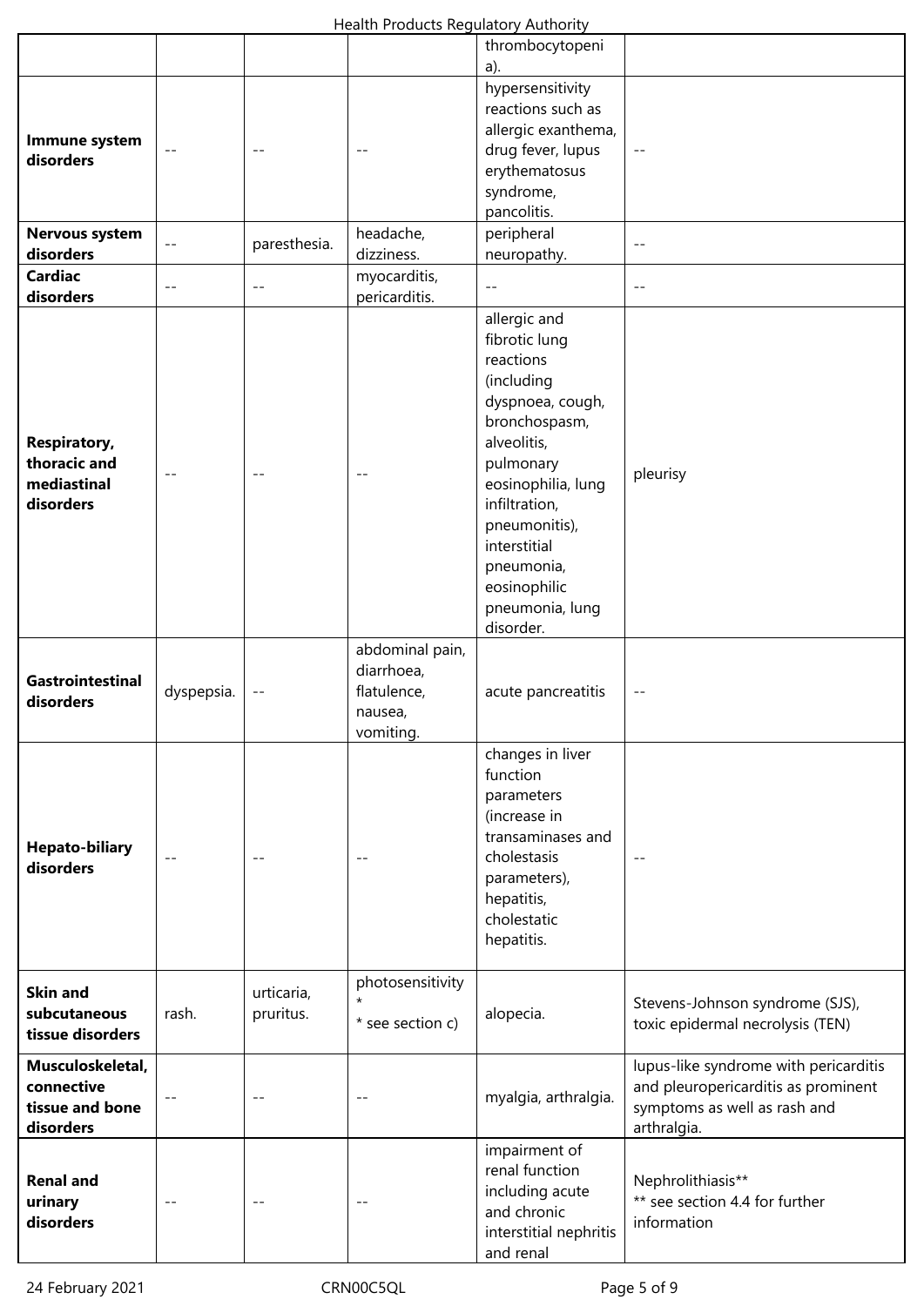| | | | | | |
|---|---|---|---|---|---|
| | | | | thrombocytopenia). | |
| **Immune system disorders** | -- | -- | -- | hypersensitivity reactions such as allergic exanthema, drug fever, lupus erythematosus syndrome, pancolitis. | -- |
| **Nervous system disorders** | -- | paresthesia. | headache, dizziness. | peripheral neuropathy. | -- |
| **Cardiac disorders** | -- | -- | myocarditis, pericarditis. | -- | -- |
| **Respiratory, thoracic and mediastinal disorders** | -- | -- | -- | allergic and fibrotic lung reactions (including dyspnoea, cough, bronchospasm, alveolitis, pulmonary eosinophilia, lung infiltration, pneumonitis), interstitial pneumonia, eosinophilic pneumonia, lung disorder. | pleurisy |
| **Gastrointestinal disorders** | dyspepsia. | -- | abdominal pain, diarrhoea, flatulence, nausea, vomiting. | acute pancreatitis | -- |
| **Hepato-biliary disorders** | -- | -- | -- | changes in liver function parameters (increase in transaminases and cholestasis parameters), hepatitis, cholestatic hepatitis. | -- |
| **Skin and subcutaneous tissue disorders** | rash. | urticaria, pruritus. | photosensitivity * <br> * see section c) | alopecia. | Stevens-Johnson syndrome (SJS), toxic epidermal necrolysis (TEN) |
| **Musculoskeletal, connective tissue and bone disorders** | -- | -- | -- | myalgia, arthralgia. | lupus-like syndrome with pericarditis and pleuropericarditis as prominent symptoms as well as rash and arthralgia. |
| **Renal and urinary disorders** | -- | -- | -- | impairment of renal function including acute and chronic interstitial nephritis and renal | Nephrolithiasis** <br> ** see section 4.4 for further information |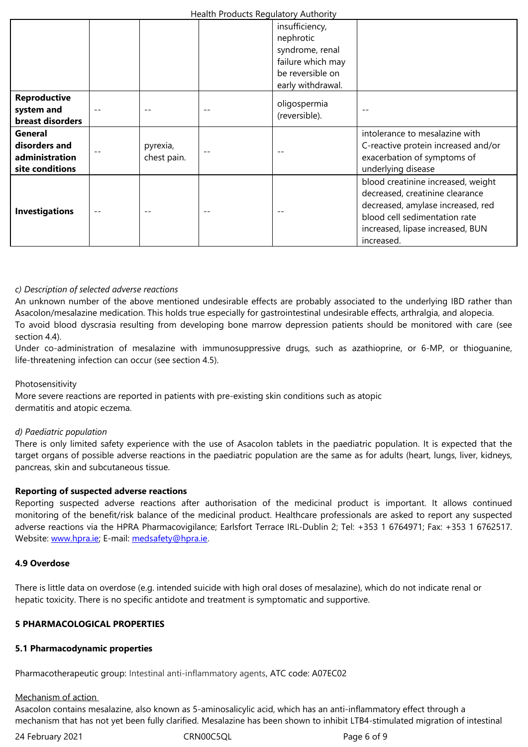| | | | | | |
|---|---|---|---|---|---|
| | | | | insufficiency, nephrotic syndrome, renal failure which may be reversible on early withdrawal. | |
| **Reproductive system and breast disorders** | -- | -- | -- | oligospermia (reversible). | -- |
| **General disorders and administration site conditions** | -- | pyrexia, chest pain. | -- | -- | intolerance to mesalazine with C-reactive protein increased and/or exacerbation of symptoms of underlying disease |
| **Investigations** | -- | -- | -- | -- | blood creatinine increased, weight decreased, creatinine clearance decreased, amylase increased, red blood cell sedimentation rate increased, lipase increased, BUN increased. |

*c) Description of selected adverse reactions*

An unknown number of the above mentioned undesirable effects are probably associated to the underlying IBD rather than Asacolon/mesalazine medication. This holds true especially for gastrointestinal undesirable effects, arthralgia, and alopecia.
To avoid blood dyscrasia resulting from developing bone marrow depression patients should be monitored with care (see section 4.4).
Under co-administration of mesalazine with immunosuppressive drugs, such as azathioprine, or 6-MP, or thioguanine, life-threatening infection can occur (see section 4.5).

Photosensitivity
More severe reactions are reported in patients with pre-existing skin conditions such as atopic dermatitis and atopic eczema.

*d) Paediatric population*

There is only limited safety experience with the use of Asacolon tablets in the paediatric population. It is expected that the target organs of possible adverse reactions in the paediatric population are the same as for adults (heart, lungs, liver, kidneys, pancreas, skin and subcutaneous tissue.

**Reporting of suspected adverse reactions**

Reporting suspected adverse reactions after authorisation of the medicinal product is important. It allows continued monitoring of the benefit/risk balance of the medicinal product. Healthcare professionals are asked to report any suspected adverse reactions via the HPRA Pharmacovigilance; Earlsfort Terrace IRL-Dublin 2; Tel: +353 1 6764971; Fax: +353 1 6762517. Website: www.hpra.ie; E-mail: medsafety@hpra.ie.

**4.9 Overdose**

There is little data on overdose (e.g. intended suicide with high oral doses of mesalazine), which do not indicate renal or hepatic toxicity. There is no specific antidote and treatment is symptomatic and supportive.

**5 PHARMACOLOGICAL PROPERTIES**

**5.1 Pharmacodynamic properties**

Pharmacotherapeutic group: Intestinal anti-inflammatory agents, ATC code: A07EC02

Mechanism of action

Asacolon contains mesalazine, also known as 5-aminosalicylic acid, which has an anti-inflammatory effect through a mechanism that has not yet been fully clarified. Mesalazine has been shown to inhibit LTB4-stimulated migration of intestinal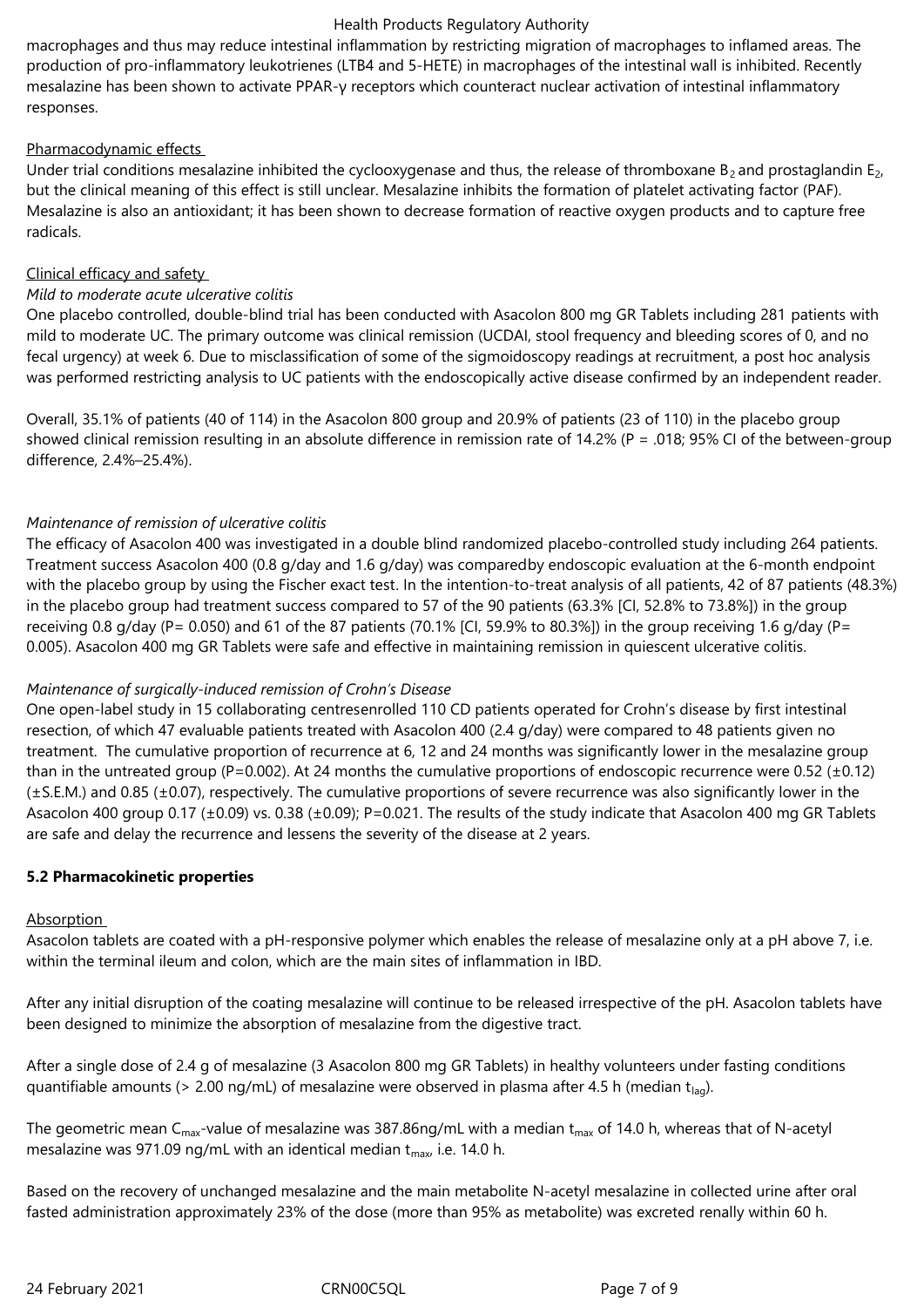macrophages and thus may reduce intestinal inflammation by restricting migration of macrophages to inflamed areas. The production of pro-inflammatory leukotrienes (LTB4 and 5-HETE) in macrophages of the intestinal wall is inhibited. Recently mesalazine has been shown to activate PPAR-γ receptors which counteract nuclear activation of intestinal inflammatory responses.

Pharmacodynamic effects

Under trial conditions mesalazine inhibited the cyclooxygenase and thus, the release of thromboxane $B_2$ and prostaglandin $E_2$, but the clinical meaning of this effect is still unclear. Mesalazine inhibits the formation of platelet activating factor (PAF). Mesalazine is also an antioxidant; it has been shown to decrease formation of reactive oxygen products and to capture free radicals.

Clinical efficacy and safety

*Mild to moderate acute ulcerative colitis*

One placebo controlled, double-blind trial has been conducted with Asacolon 800 mg GR Tablets including 281 patients with mild to moderate UC. The primary outcome was clinical remission (UCDAI, stool frequency and bleeding scores of 0, and no fecal urgency) at week 6. Due to misclassification of some of the sigmoidoscopy readings at recruitment, a post hoc analysis was performed restricting analysis to UC patients with the endoscopically active disease confirmed by an independent reader.

Overall, 35.1% of patients (40 of 114) in the Asacolon 800 group and 20.9% of patients (23 of 110) in the placebo group showed clinical remission resulting in an absolute difference in remission rate of 14.2% (P = .018; 95% CI of the between-group difference, 2.4%–25.4%).

*Maintenance of remission of ulcerative colitis*

The efficacy of Asacolon 400 was investigated in a double blind randomized placebo-controlled study including 264 patients. Treatment success Asacolon 400 (0.8 g/day and 1.6 g/day) was comparedby endoscopic evaluation at the 6-month endpoint with the placebo group by using the Fischer exact test. In the intention-to-treat analysis of all patients, 42 of 87 patients (48.3%) in the placebo group had treatment success compared to 57 of the 90 patients (63.3% [CI, 52.8% to 73.8%]) in the group receiving 0.8 g/day (P= 0.050) and 61 of the 87 patients (70.1% [CI, 59.9% to 80.3%]) in the group receiving 1.6 g/day (P= 0.005). Asacolon 400 mg GR Tablets were safe and effective in maintaining remission in quiescent ulcerative colitis.

*Maintenance of surgically-induced remission of Crohn's Disease*

One open-label study in 15 collaborating centresenrolled 110 CD patients operated for Crohn's disease by first intestinal resection, of which 47 evaluable patients treated with Asacolon 400 (2.4 g/day) were compared to 48 patients given no treatment. The cumulative proportion of recurrence at 6, 12 and 24 months was significantly lower in the mesalazine group than in the untreated group (P=0.002). At 24 months the cumulative proportions of endoscopic recurrence were 0.52 (±0.12) (±S.E.M.) and 0.85 (±0.07), respectively. The cumulative proportions of severe recurrence was also significantly lower in the Asacolon 400 group 0.17 (±0.09) vs. 0.38 (±0.09); P=0.021. The results of the study indicate that Asacolon 400 mg GR Tablets are safe and delay the recurrence and lessens the severity of the disease at 2 years.

**5.2 Pharmacokinetic properties**

Absorption

Asacolon tablets are coated with a pH-responsive polymer which enables the release of mesalazine only at a pH above 7, i.e. within the terminal ileum and colon, which are the main sites of inflammation in IBD.

After any initial disruption of the coating mesalazine will continue to be released irrespective of the pH. Asacolon tablets have been designed to minimize the absorption of mesalazine from the digestive tract.

After a single dose of 2.4 g of mesalazine (3 Asacolon 800 mg GR Tablets) in healthy volunteers under fasting conditions quantifiable amounts (> 2.00 ng/mL) of mesalazine were observed in plasma after 4.5 h (median $t_{lag}$).

The geometric mean $C_{max}$-value of mesalazine was 387.86ng/mL with a median $t_{max}$ of 14.0 h, whereas that of N-acetyl mesalazine was 971.09 ng/mL with an identical median $t_{max}$, i.e. 14.0 h.

Based on the recovery of unchanged mesalazine and the main metabolite N-acetyl mesalazine in collected urine after oral fasted administration approximately 23% of the dose (more than 95% as metabolite) was excreted renally within 60 h.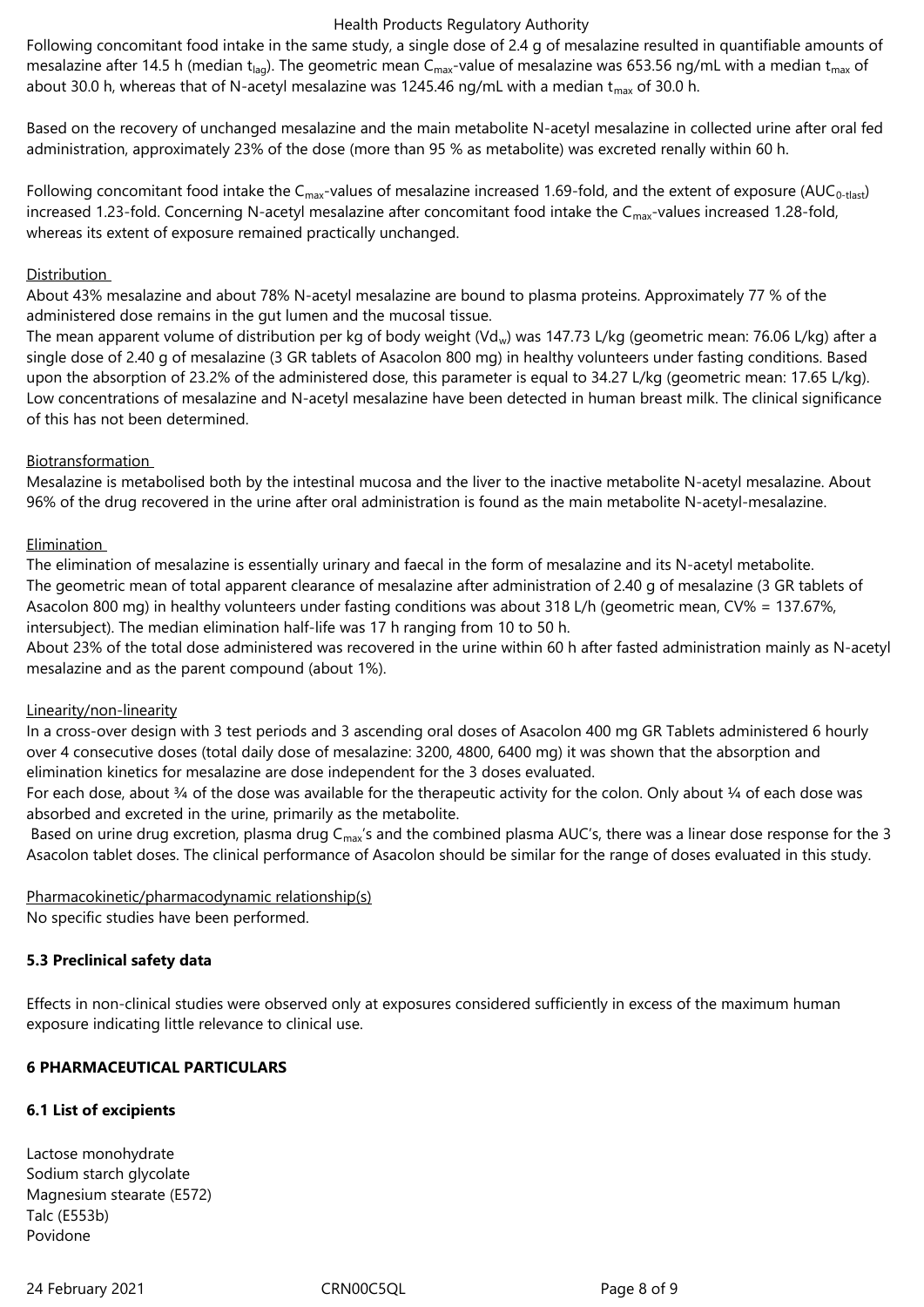Following concomitant food intake in the same study, a single dose of 2.4 g of mesalazine resulted in quantifiable amounts of mesalazine after 14.5 h (median $t_{lag}$). The geometric mean $C_{max}$-value of mesalazine was 653.56 ng/mL with a median $t_{max}$ of about 30.0 h, whereas that of N-acetyl mesalazine was 1245.46 ng/mL with a median $t_{max}$ of 30.0 h.

Based on the recovery of unchanged mesalazine and the main metabolite N-acetyl mesalazine in collected urine after oral fed administration, approximately 23% of the dose (more than 95 % as metabolite) was excreted renally within 60 h.

Following concomitant food intake the $C_{max}$-values of mesalazine increased 1.69-fold, and the extent of exposure ($AUC_{0\text{-tlast}}$) increased 1.23-fold. Concerning N-acetyl mesalazine after concomitant food intake the $C_{max}$-values increased 1.28-fold, whereas its extent of exposure remained practically unchanged.

Distribution

About 43% mesalazine and about 78% N-acetyl mesalazine are bound to plasma proteins. Approximately 77 % of the administered dose remains in the gut lumen and the mucosal tissue.
The mean apparent volume of distribution per kg of body weight ($Vd_w$) was 147.73 L/kg (geometric mean: 76.06 L/kg) after a single dose of 2.40 g of mesalazine (3 GR tablets of Asacolon 800 mg) in healthy volunteers under fasting conditions. Based upon the absorption of 23.2% of the administered dose, this parameter is equal to 34.27 L/kg (geometric mean: 17.65 L/kg).
Low concentrations of mesalazine and N-acetyl mesalazine have been detected in human breast milk. The clinical significance of this has not been determined.

Biotransformation

Mesalazine is metabolised both by the intestinal mucosa and the liver to the inactive metabolite N-acetyl mesalazine. About 96% of the drug recovered in the urine after oral administration is found as the main metabolite N-acetyl-mesalazine.

Elimination

The elimination of mesalazine is essentially urinary and faecal in the form of mesalazine and its N-acetyl metabolite.
The geometric mean of total apparent clearance of mesalazine after administration of 2.40 g of mesalazine (3 GR tablets of Asacolon 800 mg) in healthy volunteers under fasting conditions was about 318 L/h (geometric mean, CV% = 137.67%, intersubject). The median elimination half-life was 17 h ranging from 10 to 50 h.
About 23% of the total dose administered was recovered in the urine within 60 h after fasted administration mainly as N-acetyl mesalazine and as the parent compound (about 1%).

Linearity/non-linearity

In a cross-over design with 3 test periods and 3 ascending oral doses of Asacolon 400 mg GR Tablets administered 6 hourly over 4 consecutive doses (total daily dose of mesalazine: 3200, 4800, 6400 mg) it was shown that the absorption and elimination kinetics for mesalazine are dose independent for the 3 doses evaluated.
For each dose, about ¾ of the dose was available for the therapeutic activity for the colon. Only about ¼ of each dose was absorbed and excreted in the urine, primarily as the metabolite.
Based on urine drug excretion, plasma drug $C_{max}$'s and the combined plasma AUC's, there was a linear dose response for the 3 Asacolon tablet doses. The clinical performance of Asacolon should be similar for the range of doses evaluated in this study.

Pharmacokinetic/pharmacodynamic relationship(s)

No specific studies have been performed.

**5.3 Preclinical safety data**

Effects in non-clinical studies were observed only at exposures considered sufficiently in excess of the maximum human exposure indicating little relevance to clinical use.

**6 PHARMACEUTICAL PARTICULARS**

**6.1 List of excipients**

Lactose monohydrate
Sodium starch glycolate
Magnesium stearate (E572)
Talc (E553b)
Povidone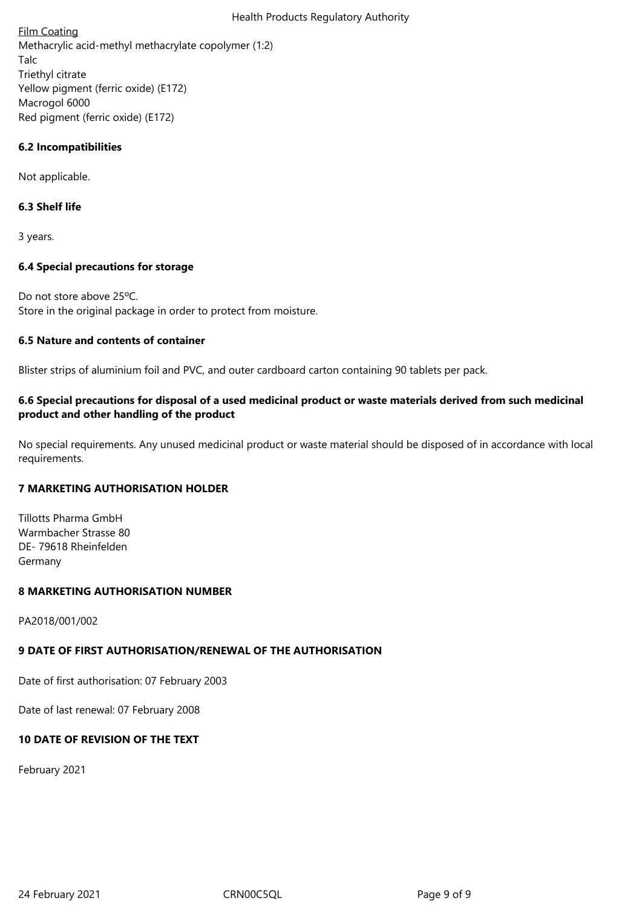<u>Film Coating</u>
Methacrylic acid-methyl methacrylate copolymer (1:2)
Talc
Triethyl citrate
Yellow pigment (ferric oxide) (E172)
Macrogol 6000
Red pigment (ferric oxide) (E172)

### 6.2 Incompatibilities

Not applicable.

### 6.3 Shelf life

3 years.

### 6.4 Special precautions for storage

Do not store above 25ºC.
Store in the original package in order to protect from moisture.

### 6.5 Nature and contents of container

Blister strips of aluminium foil and PVC, and outer cardboard carton containing 90 tablets per pack.

### 6.6 Special precautions for disposal of a used medicinal product or waste materials derived from such medicinal product and other handling of the product

No special requirements. Any unused medicinal product or waste material should be disposed of in accordance with local requirements.

## 7 MARKETING AUTHORISATION HOLDER

Tillotts Pharma GmbH
Warmbacher Strasse 80
DE- 79618 Rheinfelden
Germany

## 8 MARKETING AUTHORISATION NUMBER

PA2018/001/002

## 9 DATE OF FIRST AUTHORISATION/RENEWAL OF THE AUTHORISATION

Date of first authorisation: 07 February 2003

Date of last renewal: 07 February 2008

## 10 DATE OF REVISION OF THE TEXT

February 2021